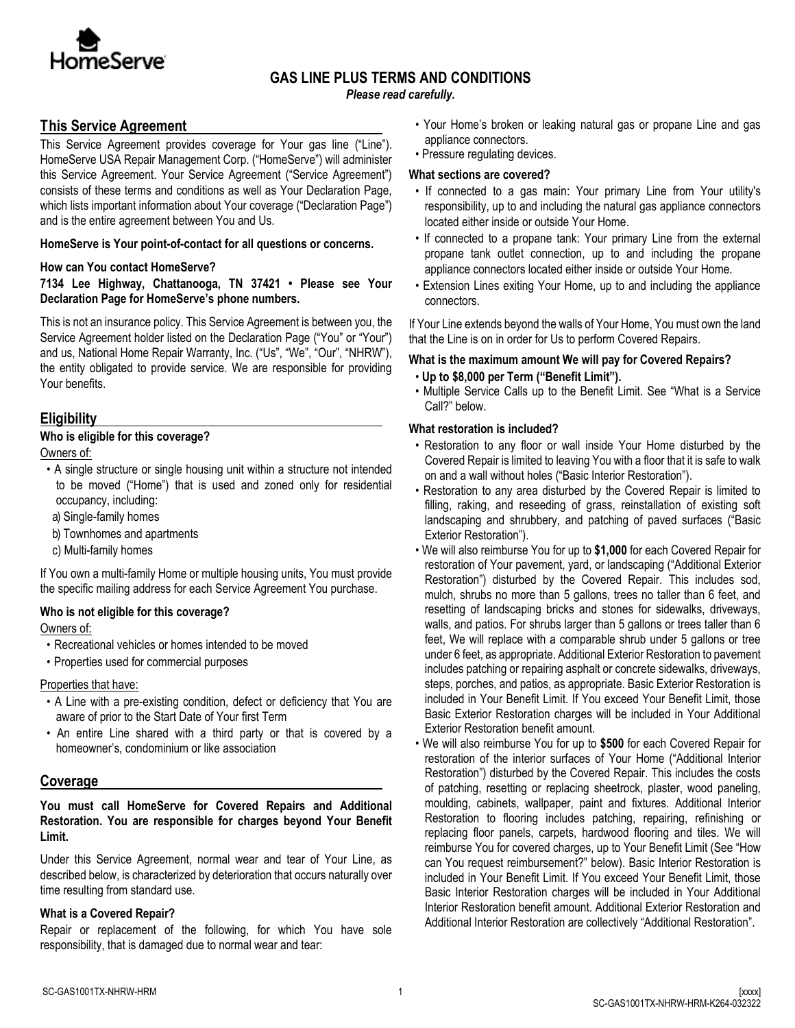# GAS LINE PLUS TERMS AND CONDITIONS

***Please read carefully.***

## This Service Agreement

This Service Agreement provides coverage for Your gas line ("Line"). HomeServe USA Repair Management Corp. ("HomeServe") will administer this Service Agreement. Your Service Agreement ("Service Agreement") consists of these terms and conditions as well as Your Declaration Page, which lists important information about Your coverage ("Declaration Page") and is the entire agreement between You and Us.

**HomeServe is Your point-of-contact for all questions or concerns.**

**How can You contact HomeServe?**

**7134 Lee Highway, Chattanooga, TN 37421 • Please see Your Declaration Page for HomeServe's phone numbers.**

This is not an insurance policy. This Service Agreement is between you, the Service Agreement holder listed on the Declaration Page ("You" or "Your") and us, National Home Repair Warranty, Inc. ("Us", "We", "Our", "NHRW"), the entity obligated to provide service. We are responsible for providing Your benefits.

## Eligibility

**Who is eligible for this coverage?**

Owners of:

- A single structure or single housing unit within a structure not intended to be moved ("Home") that is used and zoned only for residential occupancy, including:
  - a) Single-family homes
  - b) Townhomes and apartments
  - c) Multi-family homes

If You own a multi-family Home or multiple housing units, You must provide the specific mailing address for each Service Agreement You purchase.

**Who is not eligible for this coverage?**

Owners of:

- Recreational vehicles or homes intended to be moved
- Properties used for commercial purposes

Properties that have:

- A Line with a pre-existing condition, defect or deficiency that You are aware of prior to the Start Date of Your first Term
- An entire Line shared with a third party or that is covered by a homeowner's, condominium or like association

## Coverage

**You must call HomeServe for Covered Repairs and Additional Restoration. You are responsible for charges beyond Your Benefit Limit.**

Under this Service Agreement, normal wear and tear of Your Line, as described below, is characterized by deterioration that occurs naturally over time resulting from standard use.

**What is a Covered Repair?**

Repair or replacement of the following, for which You have sole responsibility, that is damaged due to normal wear and tear:

- Your Home's broken or leaking natural gas or propane Line and gas appliance connectors.
- Pressure regulating devices.

**What sections are covered?**

- If connected to a gas main: Your primary Line from Your utility's responsibility, up to and including the natural gas appliance connectors located either inside or outside Your Home.
- If connected to a propane tank: Your primary Line from the external propane tank outlet connection, up to and including the propane appliance connectors located either inside or outside Your Home.
- Extension Lines exiting Your Home, up to and including the appliance connectors.

If Your Line extends beyond the walls of Your Home, You must own the land that the Line is on in order for Us to perform Covered Repairs.

**What is the maximum amount We will pay for Covered Repairs?**

- **Up to $8,000 per Term ("Benefit Limit").**
- Multiple Service Calls up to the Benefit Limit. See "What is a Service Call?" below.

**What restoration is included?**

- Restoration to any floor or wall inside Your Home disturbed by the Covered Repair is limited to leaving You with a floor that it is safe to walk on and a wall without holes ("Basic Interior Restoration").
- Restoration to any area disturbed by the Covered Repair is limited to filling, raking, and reseeding of grass, reinstallation of existing soft landscaping and shrubbery, and patching of paved surfaces ("Basic Exterior Restoration").
- We will also reimburse You for up to **$1,000** for each Covered Repair for restoration of Your pavement, yard, or landscaping ("Additional Exterior Restoration") disturbed by the Covered Repair. This includes sod, mulch, shrubs no more than 5 gallons, trees no taller than 6 feet, and resetting of landscaping bricks and stones for sidewalks, driveways, walls, and patios. For shrubs larger than 5 gallons or trees taller than 6 feet, We will replace with a comparable shrub under 5 gallons or tree under 6 feet, as appropriate. Additional Exterior Restoration to pavement includes patching or repairing asphalt or concrete sidewalks, driveways, steps, porches, and patios, as appropriate. Basic Exterior Restoration is included in Your Benefit Limit. If You exceed Your Benefit Limit, those Basic Exterior Restoration charges will be included in Your Additional Exterior Restoration benefit amount.
- We will also reimburse You for up to **$500** for each Covered Repair for restoration of the interior surfaces of Your Home ("Additional Interior Restoration") disturbed by the Covered Repair. This includes the costs of patching, resetting or replacing sheetrock, plaster, wood paneling, moulding, cabinets, wallpaper, paint and fixtures. Additional Interior Restoration to flooring includes patching, repairing, refinishing or replacing floor panels, carpets, hardwood flooring and tiles. We will reimburse You for covered charges, up to Your Benefit Limit (See "How can You request reimbursement?" below). Basic Interior Restoration is included in Your Benefit Limit. If You exceed Your Benefit Limit, those Basic Interior Restoration charges will be included in Your Additional Interior Restoration benefit amount. Additional Exterior Restoration and Additional Interior Restoration are collectively "Additional Restoration".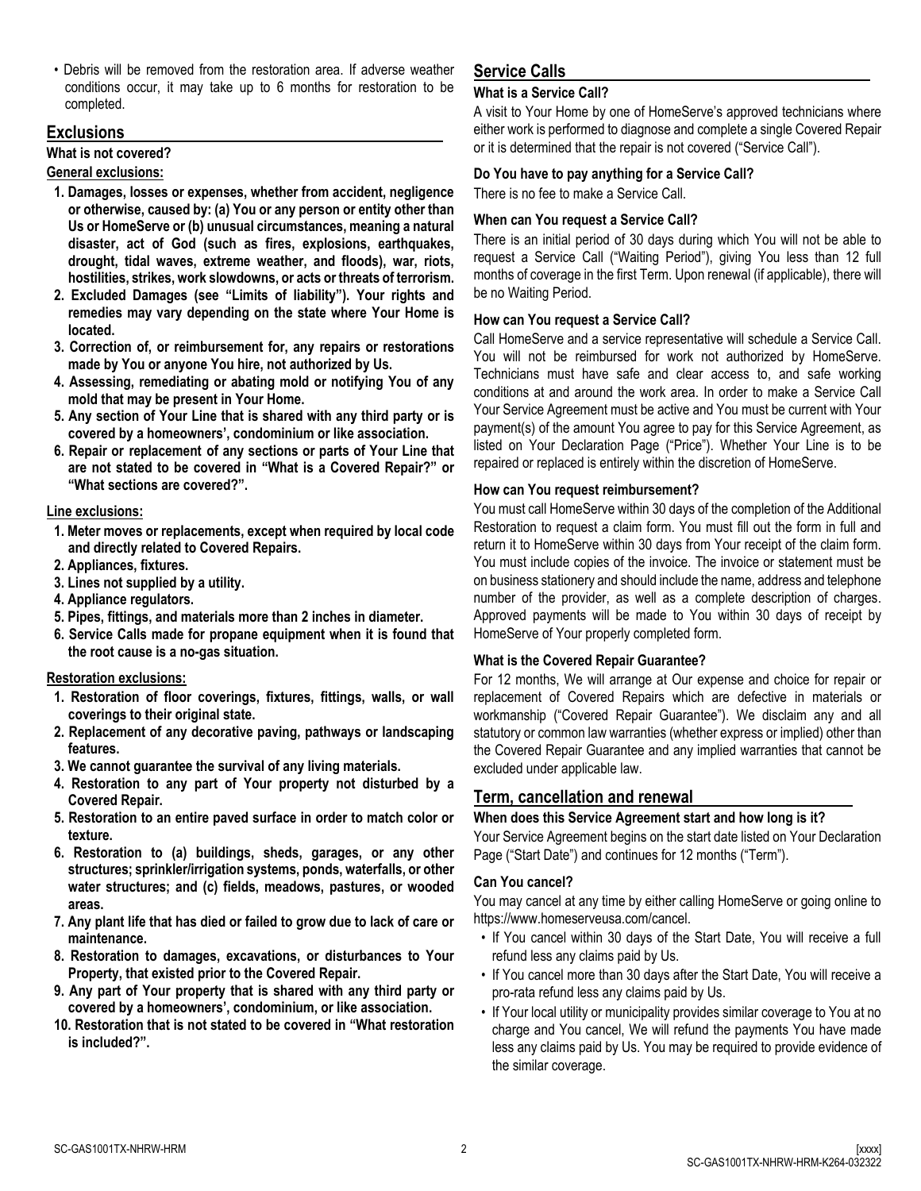- Debris will be removed from the restoration area. If adverse weather conditions occur, it may take up to 6 months for restoration to be completed.

## Exclusions

**What is not covered?**

**General exclusions:**

1. **Damages, losses or expenses, whether from accident, negligence or otherwise, caused by: (a) You or any person or entity other than Us or HomeServe or (b) unusual circumstances, meaning a natural disaster, act of God (such as fires, explosions, earthquakes, drought, tidal waves, extreme weather, and floods), war, riots, hostilities, strikes, work slowdowns, or acts or threats of terrorism.**
2. **Excluded Damages (see "Limits of liability"). Your rights and remedies may vary depending on the state where Your Home is located.**
3. **Correction of, or reimbursement for, any repairs or restorations made by You or anyone You hire, not authorized by Us.**
4. **Assessing, remediating or abating mold or notifying You of any mold that may be present in Your Home.**
5. **Any section of Your Line that is shared with any third party or is covered by a homeowners', condominium or like association.**
6. **Repair or replacement of any sections or parts of Your Line that are not stated to be covered in "What is a Covered Repair?" or "What sections are covered?".**

**Line exclusions:**

1. **Meter moves or replacements, except when required by local code and directly related to Covered Repairs.**
2. **Appliances, fixtures.**
3. **Lines not supplied by a utility.**
4. **Appliance regulators.**
5. **Pipes, fittings, and materials more than 2 inches in diameter.**
6. **Service Calls made for propane equipment when it is found that the root cause is a no-gas situation.**

**Restoration exclusions:**

1. **Restoration of floor coverings, fixtures, fittings, walls, or wall coverings to their original state.**
2. **Replacement of any decorative paving, pathways or landscaping features.**
3. **We cannot guarantee the survival of any living materials.**
4. **Restoration to any part of Your property not disturbed by a Covered Repair.**
5. **Restoration to an entire paved surface in order to match color or texture.**
6. **Restoration to (a) buildings, sheds, garages, or any other structures; sprinkler/irrigation systems, ponds, waterfalls, or other water structures; and (c) fields, meadows, pastures, or wooded areas.**
7. **Any plant life that has died or failed to grow due to lack of care or maintenance.**
8. **Restoration to damages, excavations, or disturbances to Your Property, that existed prior to the Covered Repair.**
9. **Any part of Your property that is shared with any third party or covered by a homeowners', condominium, or like association.**
10. **Restoration that is not stated to be covered in "What restoration is included?".**

## Service Calls

**What is a Service Call?**

A visit to Your Home by one of HomeServe's approved technicians where either work is performed to diagnose and complete a single Covered Repair or it is determined that the repair is not covered ("Service Call").

**Do You have to pay anything for a Service Call?**

There is no fee to make a Service Call.

**When can You request a Service Call?**

There is an initial period of 30 days during which You will not be able to request a Service Call ("Waiting Period"), giving You less than 12 full months of coverage in the first Term. Upon renewal (if applicable), there will be no Waiting Period.

**How can You request a Service Call?**

Call HomeServe and a service representative will schedule a Service Call. You will not be reimbursed for work not authorized by HomeServe. Technicians must have safe and clear access to, and safe working conditions at and around the work area. In order to make a Service Call Your Service Agreement must be active and You must be current with Your payment(s) of the amount You agree to pay for this Service Agreement, as listed on Your Declaration Page ("Price"). Whether Your Line is to be repaired or replaced is entirely within the discretion of HomeServe.

**How can You request reimbursement?**

You must call HomeServe within 30 days of the completion of the Additional Restoration to request a claim form. You must fill out the form in full and return it to HomeServe within 30 days from Your receipt of the claim form. You must include copies of the invoice. The invoice or statement must be on business stationery and should include the name, address and telephone number of the provider, as well as a complete description of charges. Approved payments will be made to You within 30 days of receipt by HomeServe of Your properly completed form.

**What is the Covered Repair Guarantee?**

For 12 months, We will arrange at Our expense and choice for repair or replacement of Covered Repairs which are defective in materials or workmanship ("Covered Repair Guarantee"). We disclaim any and all statutory or common law warranties (whether express or implied) other than the Covered Repair Guarantee and any implied warranties that cannot be excluded under applicable law.

## Term, cancellation and renewal

**When does this Service Agreement start and how long is it?**

Your Service Agreement begins on the start date listed on Your Declaration Page ("Start Date") and continues for 12 months ("Term").

**Can You cancel?**

You may cancel at any time by either calling HomeServe or going online to https://www.homeserveusa.com/cancel.

- If You cancel within 30 days of the Start Date, You will receive a full refund less any claims paid by Us.
- If You cancel more than 30 days after the Start Date, You will receive a pro-rata refund less any claims paid by Us.
- If Your local utility or municipality provides similar coverage to You at no charge and You cancel, We will refund the payments You have made less any claims paid by Us. You may be required to provide evidence of the similar coverage.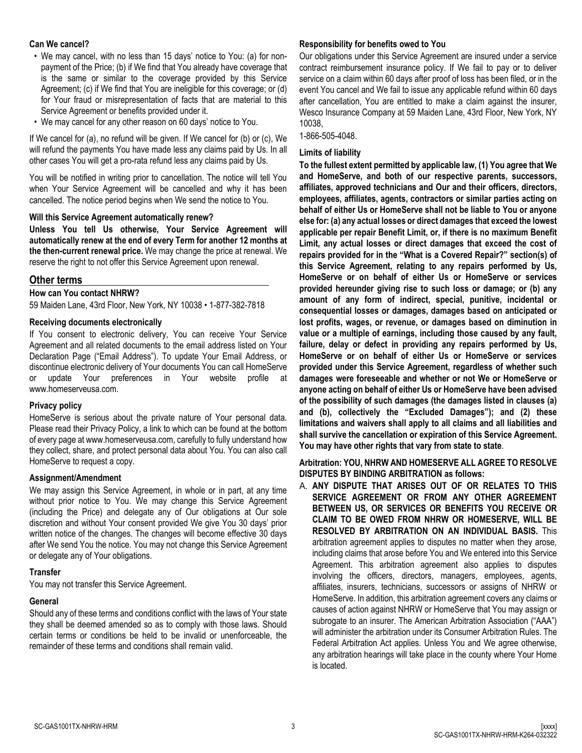### Can We cancel?

- We may cancel, with no less than 15 days' notice to You: (a) for non-payment of the Price; (b) if We find that You already have coverage that is the same or similar to the coverage provided by this Service Agreement; (c) if We find that You are ineligible for this coverage; or (d) for Your fraud or misrepresentation of facts that are material to this Service Agreement or benefits provided under it.
- We may cancel for any other reason on 60 days' notice to You.

If We cancel for (a), no refund will be given. If We cancel for (b) or (c), We will refund the payments You have made less any claims paid by Us. In all other cases You will get a pro-rata refund less any claims paid by Us.

You will be notified in writing prior to cancellation. The notice will tell You when Your Service Agreement will be cancelled and why it has been cancelled. The notice period begins when We send the notice to You.

### Will this Service Agreement automatically renew?

**Unless You tell Us otherwise, Your Service Agreement will automatically renew at the end of every Term for another 12 months at the then-current renewal price.** We may change the price at renewal. We reserve the right to not offer this Service Agreement upon renewal.

## Other terms

### How can You contact NHRW?

59 Maiden Lane, 43rd Floor, New York, NY 10038 • 1-877-382-7818

### Receiving documents electronically

If You consent to electronic delivery, You can receive Your Service Agreement and all related documents to the email address listed on Your Declaration Page ("Email Address"). To update Your Email Address, or discontinue electronic delivery of Your documents You can call HomeServe or update Your preferences in Your website profile at www.homeserveusa.com.

### Privacy policy

HomeServe is serious about the private nature of Your personal data. Please read their Privacy Policy, a link to which can be found at the bottom of every page at www.homeserveusa.com, carefully to fully understand how they collect, share, and protect personal data about You. You can also call HomeServe to request a copy.

### Assignment/Amendment

We may assign this Service Agreement, in whole or in part, at any time without prior notice to You. We may change this Service Agreement (including the Price) and delegate any of Our obligations at Our sole discretion and without Your consent provided We give You 30 days' prior written notice of the changes. The changes will become effective 30 days after We send You the notice. You may not change this Service Agreement or delegate any of Your obligations.

### Transfer

You may not transfer this Service Agreement.

### General

Should any of these terms and conditions conflict with the laws of Your state they shall be deemed amended so as to comply with those laws. Should certain terms or conditions be held to be invalid or unenforceable, the remainder of these terms and conditions shall remain valid.

### Responsibility for benefits owed to You

Our obligations under this Service Agreement are insured under a service contract reimbursement insurance policy. If We fail to pay or to deliver service on a claim within 60 days after proof of loss has been filed, or in the event You cancel and We fail to issue any applicable refund within 60 days after cancellation, You are entitled to make a claim against the insurer, Wesco Insurance Company at 59 Maiden Lane, 43rd Floor, New York, NY 10038,

1-866-505-4048.

### Limits of liability

**To the fullest extent permitted by applicable law, (1) You agree that We and HomeServe, and both of our respective parents, successors, affiliates, approved technicians and Our and their officers, directors, employees, affiliates, agents, contractors or similar parties acting on behalf of either Us or HomeServe shall not be liable to You or anyone else for: (a) any actual losses or direct damages that exceed the lowest applicable per repair Benefit Limit, or, if there is no maximum Benefit Limit, any actual losses or direct damages that exceed the cost of repairs provided for in the "What is a Covered Repair?" section(s) of this Service Agreement, relating to any repairs performed by Us, HomeServe or on behalf of either Us or HomeServe or services provided hereunder giving rise to such loss or damage; or (b) any amount of any form of indirect, special, punitive, incidental or consequential losses or damages, damages based on anticipated or lost profits, wages, or revenue, or damages based on diminution in value or a multiple of earnings, including those caused by any fault, failure, delay or defect in providing any repairs performed by Us, HomeServe or on behalf of either Us or HomeServe or services provided under this Service Agreement, regardless of whether such damages were foreseeable and whether or not We or HomeServe or anyone acting on behalf of either Us or HomeServe have been advised of the possibility of such damages (the damages listed in clauses (a) and (b), collectively the "Excluded Damages"); and (2) these limitations and waivers shall apply to all claims and all liabilities and shall survive the cancellation or expiration of this Service Agreement. You may have other rights that vary from state to state**.

### Arbitration: YOU, NHRW AND HOMESERVE ALL AGREE TO RESOLVE DISPUTES BY BINDING ARBITRATION as follows:

A. **ANY DISPUTE THAT ARISES OUT OF OR RELATES TO THIS SERVICE AGREEMENT OR FROM ANY OTHER AGREEMENT BETWEEN US, OR SERVICES OR BENEFITS YOU RECEIVE OR CLAIM TO BE OWED FROM NHRW OR HOMESERVE, WILL BE RESOLVED BY ARBITRATION ON AN INDIVIDUAL BASIS.** This arbitration agreement applies to disputes no matter when they arose, including claims that arose before You and We entered into this Service Agreement. This arbitration agreement also applies to disputes involving the officers, directors, managers, employees, agents, affiliates, insurers, technicians, successors or assigns of NHRW or HomeServe. In addition, this arbitration agreement covers any claims or causes of action against NHRW or HomeServe that You may assign or subrogate to an insurer. The American Arbitration Association ("AAA") will administer the arbitration under its Consumer Arbitration Rules. The Federal Arbitration Act applies. Unless You and We agree otherwise, any arbitration hearings will take place in the county where Your Home is located.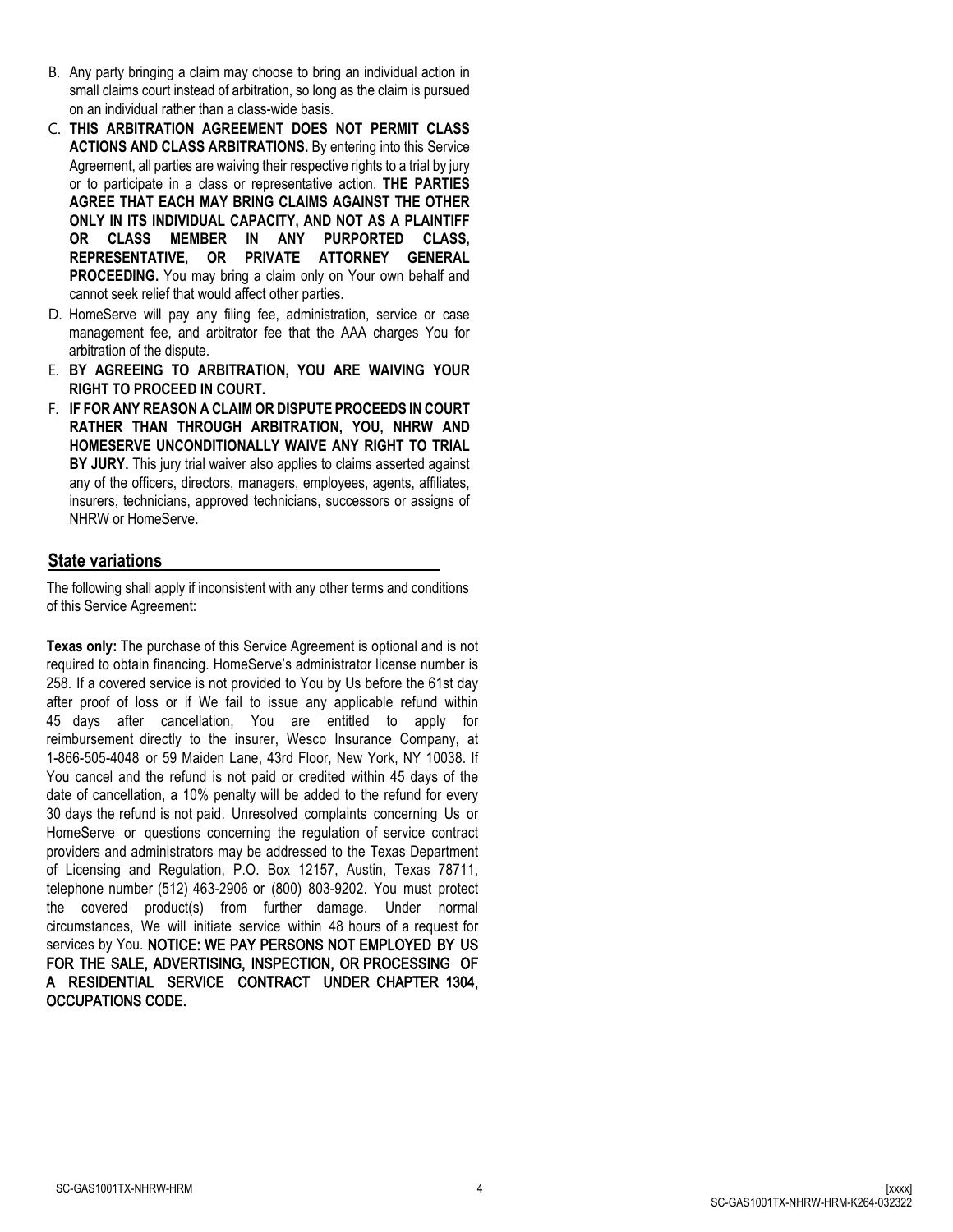B. Any party bringing a claim may choose to bring an individual action in small claims court instead of arbitration, so long as the claim is pursued on an individual rather than a class-wide basis.

C. **THIS ARBITRATION AGREEMENT DOES NOT PERMIT CLASS ACTIONS AND CLASS ARBITRATIONS.** By entering into this Service Agreement, all parties are waiving their respective rights to a trial by jury or to participate in a class or representative action. **THE PARTIES AGREE THAT EACH MAY BRING CLAIMS AGAINST THE OTHER ONLY IN ITS INDIVIDUAL CAPACITY, AND NOT AS A PLAINTIFF OR CLASS MEMBER IN ANY PURPORTED CLASS, REPRESENTATIVE, OR PRIVATE ATTORNEY GENERAL PROCEEDING.** You may bring a claim only on Your own behalf and cannot seek relief that would affect other parties.

D. HomeServe will pay any filing fee, administration, service or case management fee, and arbitrator fee that the AAA charges You for arbitration of the dispute.

E. **BY AGREEING TO ARBITRATION, YOU ARE WAIVING YOUR RIGHT TO PROCEED IN COURT.**

F. **IF FOR ANY REASON A CLAIM OR DISPUTE PROCEEDS IN COURT RATHER THAN THROUGH ARBITRATION, YOU, NHRW AND HOMESERVE UNCONDITIONALLY WAIVE ANY RIGHT TO TRIAL BY JURY.** This jury trial waiver also applies to claims asserted against any of the officers, directors, managers, employees, agents, affiliates, insurers, technicians, approved technicians, successors or assigns of NHRW or HomeServe.

## State variations

The following shall apply if inconsistent with any other terms and conditions of this Service Agreement:

**Texas only:** The purchase of this Service Agreement is optional and is not required to obtain financing. HomeServe's administrator license number is 258. If a covered service is not provided to You by Us before the 61st day after proof of loss or if We fail to issue any applicable refund within 45 days after cancellation, You are entitled to apply for reimbursement directly to the insurer, Wesco Insurance Company, at 1-866-505-4048 or 59 Maiden Lane, 43rd Floor, New York, NY 10038. If You cancel and the refund is not paid or credited within 45 days of the date of cancellation, a 10% penalty will be added to the refund for every 30 days the refund is not paid. Unresolved complaints concerning Us or HomeServe or questions concerning the regulation of service contract providers and administrators may be addressed to the Texas Department of Licensing and Regulation, P.O. Box 12157, Austin, Texas 78711, telephone number (512) 463-2906 or (800) 803-9202. You must protect the covered product(s) from further damage. Under normal circumstances, We will initiate service within 48 hours of a request for services by You. NOTICE: WE PAY PERSONS NOT EMPLOYED BY US FOR THE SALE, ADVERTISING, INSPECTION, OR PROCESSING OF A RESIDENTIAL SERVICE CONTRACT UNDER CHAPTER 1304, OCCUPATIONS CODE.